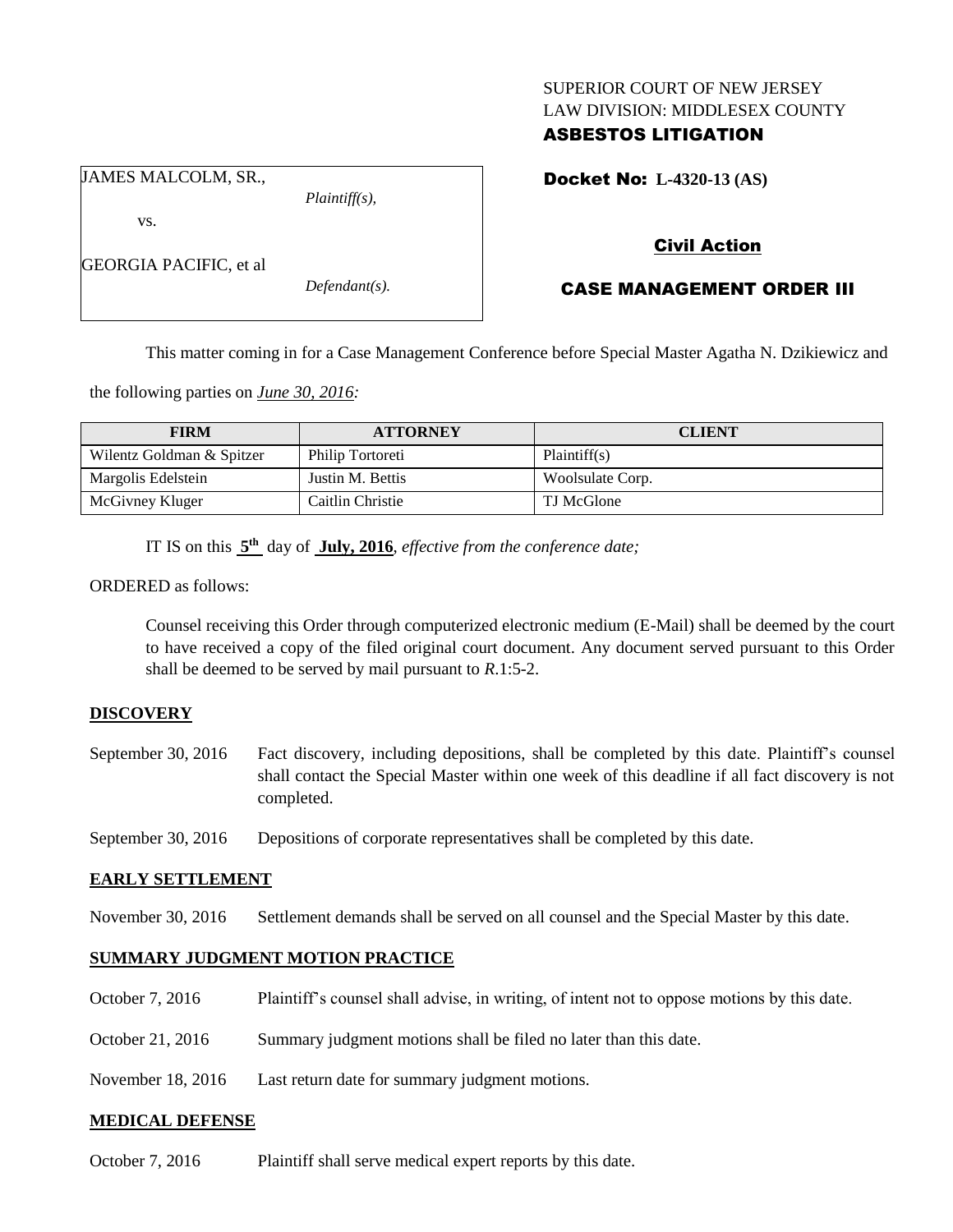SUPERIOR COURT OF NEW JERSEY
LAW DIVISION: MIDDLESEX COUNTY
**ASBESTOS LITIGATION**

JAMES MALCOLM, SR.,
*Plaintiff(s),*

vs.

GEORGIA PACIFIC, et al
*Defendant(s).*

**Docket No: L-4320-13 (AS)**

**Civil Action**

**CASE MANAGEMENT ORDER III**

This matter coming in for a Case Management Conference before Special Master Agatha N. Dzikiewicz and the following parties on *June 30, 2016:*

| FIRM | ATTORNEY | CLIENT |
|---|---|---|
| Wilentz Goldman & Spitzer | Philip Tortoreti | Plaintiff(s) |
| Margolis Edelstein | Justin M. Bettis | Woolsulate Corp. |
| McGivney Kluger | Caitlin Christie | TJ McGlone |

IT IS on this **5th** day of **July, 2016**, *effective from the conference date;*

ORDERED as follows:

Counsel receiving this Order through computerized electronic medium (E-Mail) shall be deemed by the court to have received a copy of the filed original court document. Any document served pursuant to this Order shall be deemed to be served by mail pursuant to *R*.1:5-2.

**DISCOVERY**

September 30, 2016 — Fact discovery, including depositions, shall be completed by this date. Plaintiff's counsel shall contact the Special Master within one week of this deadline if all fact discovery is not completed.

September 30, 2016 — Depositions of corporate representatives shall be completed by this date.

**EARLY SETTLEMENT**

November 30, 2016 — Settlement demands shall be served on all counsel and the Special Master by this date.

**SUMMARY JUDGMENT MOTION PRACTICE**

October 7, 2016 — Plaintiff's counsel shall advise, in writing, of intent not to oppose motions by this date.

October 21, 2016 — Summary judgment motions shall be filed no later than this date.

November 18, 2016 — Last return date for summary judgment motions.

**MEDICAL DEFENSE**

October 7, 2016 — Plaintiff shall serve medical expert reports by this date.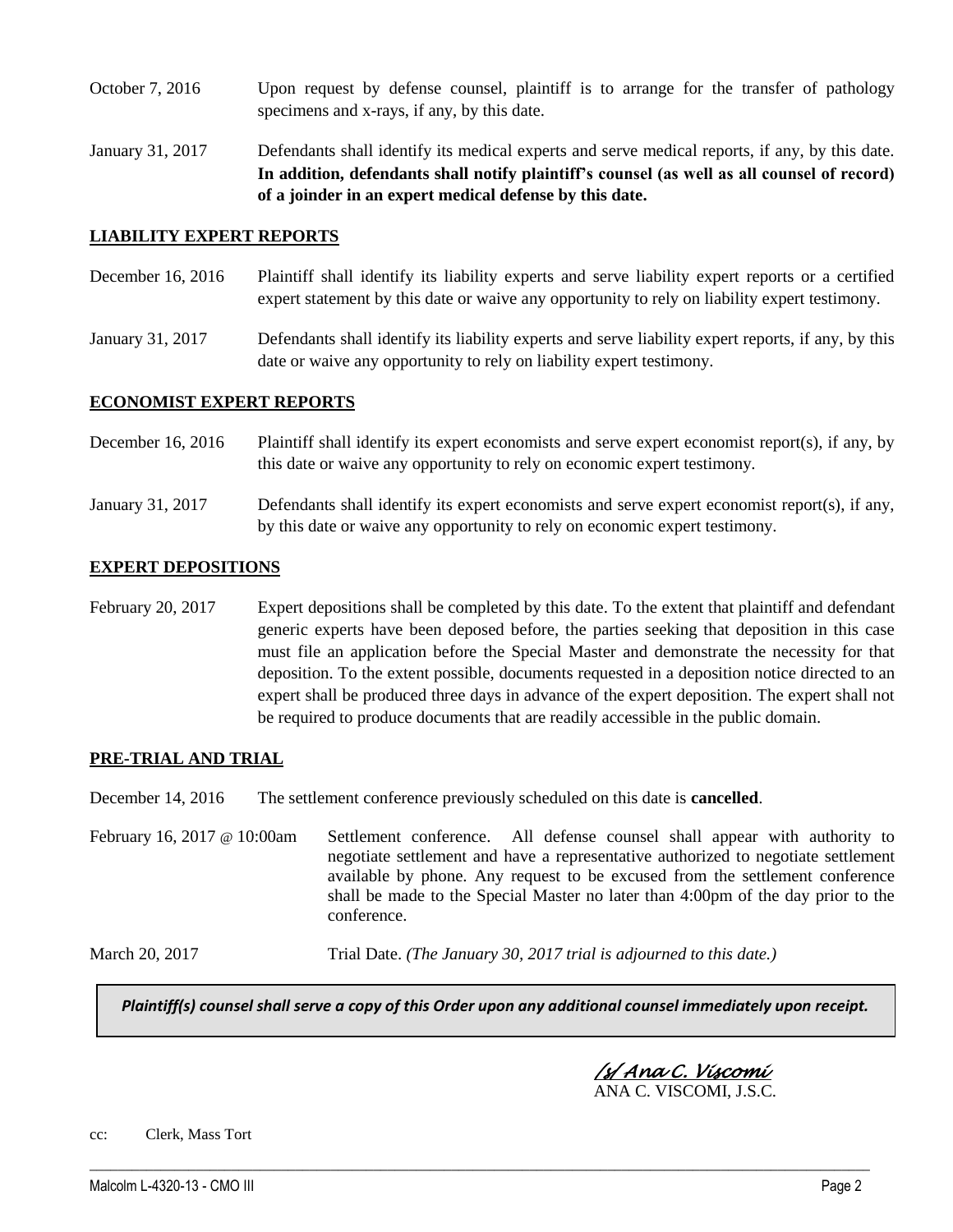| | |
|---|---|
| October 7, 2016 | Upon request by defense counsel, plaintiff is to arrange for the transfer of pathology specimens and x-rays, if any, by this date. |
| January 31, 2017 | Defendants shall identify its medical experts and serve medical reports, if any, by this date. **In addition, defendants shall notify plaintiff's counsel (as well as all counsel of record) of a joinder in an expert medical defense by this date.** |

## LIABILITY EXPERT REPORTS

| | |
|---|---|
| December 16, 2016 | Plaintiff shall identify its liability experts and serve liability expert reports or a certified expert statement by this date or waive any opportunity to rely on liability expert testimony. |
| January 31, 2017 | Defendants shall identify its liability experts and serve liability expert reports, if any, by this date or waive any opportunity to rely on liability expert testimony. |

## ECONOMIST EXPERT REPORTS

| | |
|---|---|
| December 16, 2016 | Plaintiff shall identify its expert economists and serve expert economist report(s), if any, by this date or waive any opportunity to rely on economic expert testimony. |
| January 31, 2017 | Defendants shall identify its expert economists and serve expert economist report(s), if any, by this date or waive any opportunity to rely on economic expert testimony. |

## EXPERT DEPOSITIONS

| | |
|---|---|
| February 20, 2017 | Expert depositions shall be completed by this date. To the extent that plaintiff and defendant generic experts have been deposed before, the parties seeking that deposition in this case must file an application before the Special Master and demonstrate the necessity for that deposition. To the extent possible, documents requested in a deposition notice directed to an expert shall be produced three days in advance of the expert deposition. The expert shall not be required to produce documents that are readily accessible in the public domain. |

## PRE-TRIAL AND TRIAL

| | |
|---|---|
| December 14, 2016 | The settlement conference previously scheduled on this date is **cancelled**. |
| February 16, 2017 @ 10:00am | Settlement conference. All defense counsel shall appear with authority to negotiate settlement and have a representative authorized to negotiate settlement available by phone. Any request to be excused from the settlement conference shall be made to the Special Master no later than 4:00pm of the day prior to the conference. |
| March 20, 2017 | Trial Date. *(The January 30, 2017 trial is adjourned to this date.)* |

***Plaintiff(s) counsel shall serve a copy of this Order upon any additional counsel immediately upon receipt.***

*/s/ Ana C. Viscomi*
ANA C. VISCOMI, J.S.C.

cc: Clerk, Mass Tort

Malcolm L-4320-13 - CMO III